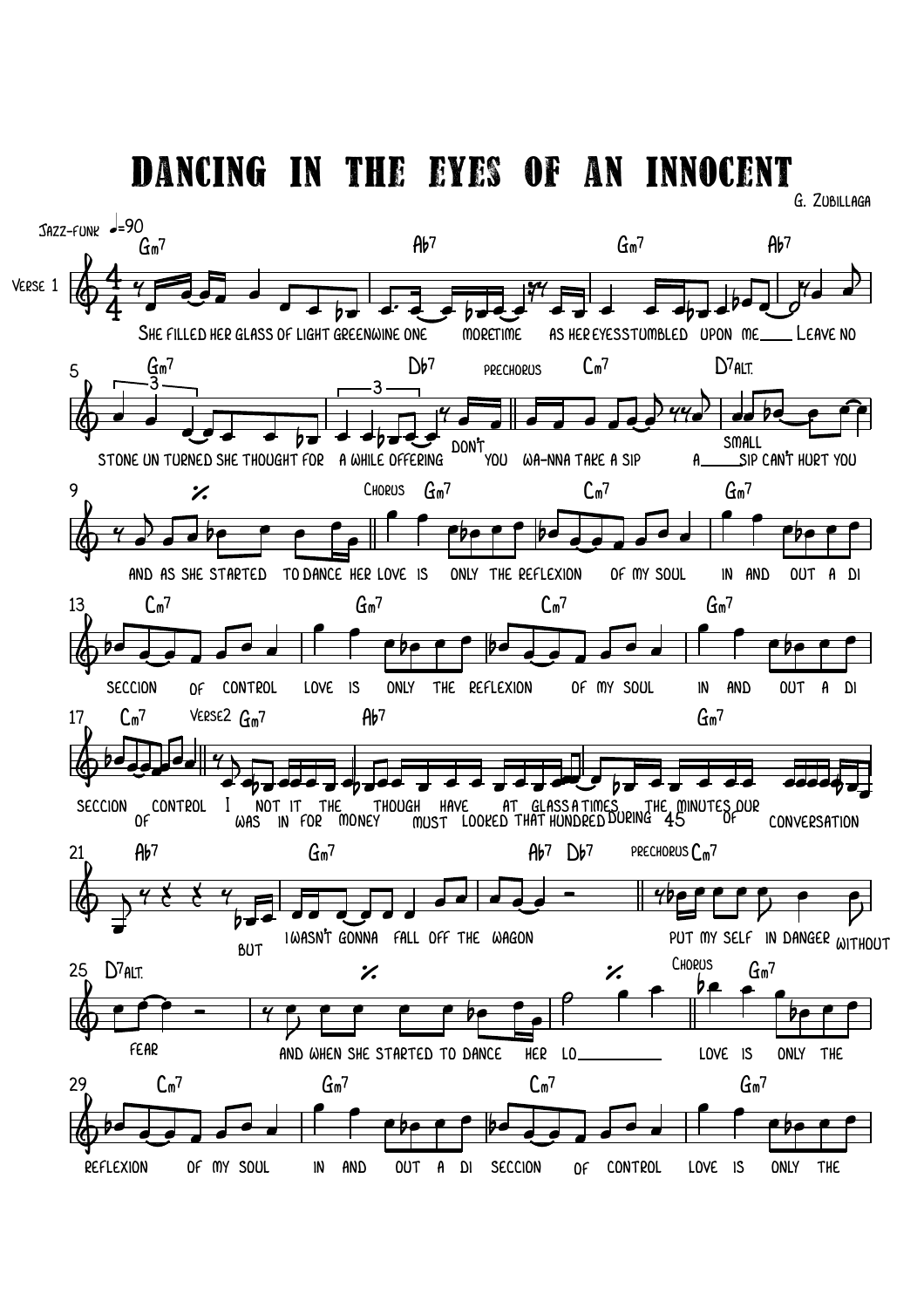# DANCING IN THE EYES OF AN INNOCENT

G. Zubillaga

Jazz-funk ♩=90

**Verse 1**

Gm7 — Ab7 — Gm7 — Ab7

She filled her glass of light green wine one more time as her eyes stumbled upon me ___ Leave no

Gm7 — Db7

stone un turned she thought for a while offering

**Prechorus**

Cm7 — D7alt.

don't you wa-nna take a sip a ___ small sip can't hurt you

and as she started to dance her love is

**Chorus**

Gm7 — Cm7 — Gm7 — Cm7 — Gm7 — Cm7 — Gm7 — Cm7

only the reflexion of my soul in and out a di seccion of control love is only the reflexion of my soul in and out a di seccion of control

**Verse2**

Gm7 — Ab7 — Gm7 — Ab7 — Gm7 — Ab7 Db7

I was not in it for the money though must have looked at that glass a hundred times during the 45 minutes of our conversation but I wasn't gonna fall off the wagon

**Prechorus**

Cm7 — D7alt.

put my self in danger without fear

and when she started to dance her lo ___

**Chorus**

Gm7 — Cm7 — Gm7 — Cm7 — Gm7

love is only the reflexion of my soul in and out a di seccion of control love is only the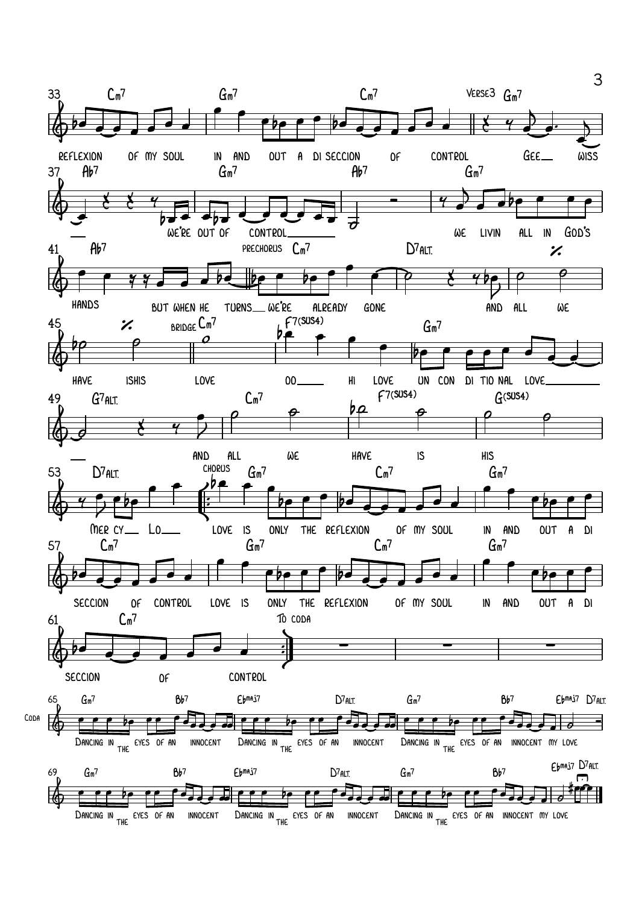33 Cm7 Gm7 Cm7 VERSE3 Gm7

REFLEXION OF MY SOUL IN AND OUT A DI SECCION OF CONTROL GEE__ WISS

37 Ab7 Gm7 Ab7 Gm7

__ WE'RE OUT OF CONTROL________ WE LIVIN ALL IN GOD'S

41 Ab7 PRECHORUS Cm7 D7ALT. %

HANDS BUT WHEN HE TURNS__ WE'RE ALREADY GONE AND ALL WE

45 % BRIDGE Cm7 F7(SUS4) Gm7

HAVE ISHIS LOVE OO____ HI LOVE UN CON DI TIO NAL LOVE________

49 G7ALT. Cm7 F7(SUS4) G(SUS4)

__ AND ALL WE HAVE IS HIS

53 D7ALT. CHORUS Gm7 Cm7 Gm7

MER CY__ LO__ LOVE IS ONLY THE REFLEXION OF MY SOUL IN AND OUT A DI

57 Cm7 Gm7 Cm7 Gm7

SECCION OF CONTROL LOVE IS ONLY THE REFLEXION OF MY SOUL IN AND OUT A DI

61 Cm7 TO CODA

SECCION OF CONTROL

CODA

65 Gm7 Bb7 Ebmaj7 D7ALT. Gm7 Bb7 Ebmaj7 D7ALT.

DANCING IN THE EYES OF AN INNOCENT DANCING IN THE EYES OF AN INNOCENT DANCING IN THE EYES OF AN INNOCENT MY LOVE

69 Gm7 Bb7 Ebmaj7 D7ALT. Gm7 Bb7 Ebmaj7 D7ALT.

DANCING IN THE EYES OF AN INNOCENT DANCING IN THE EYES OF AN INNOCENT DANCING IN THE EYES OF AN INNOCENT MY LOVE